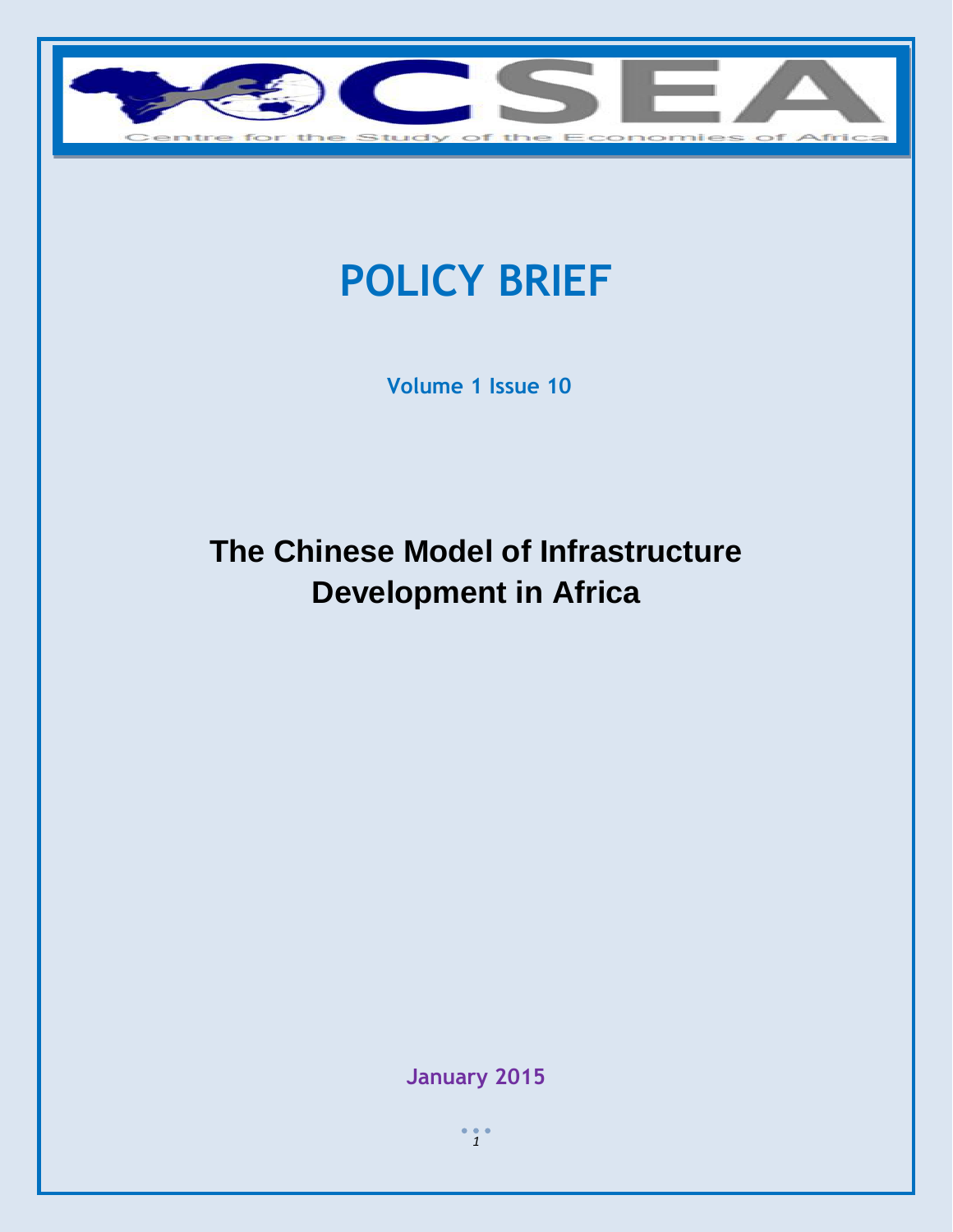CSEA

Centre for the Study of the Economies of Africa

# POLICY BRIEF

Volume 1 Issue 10

## The Chinese Model of Infrastructure Development in Africa

January 2015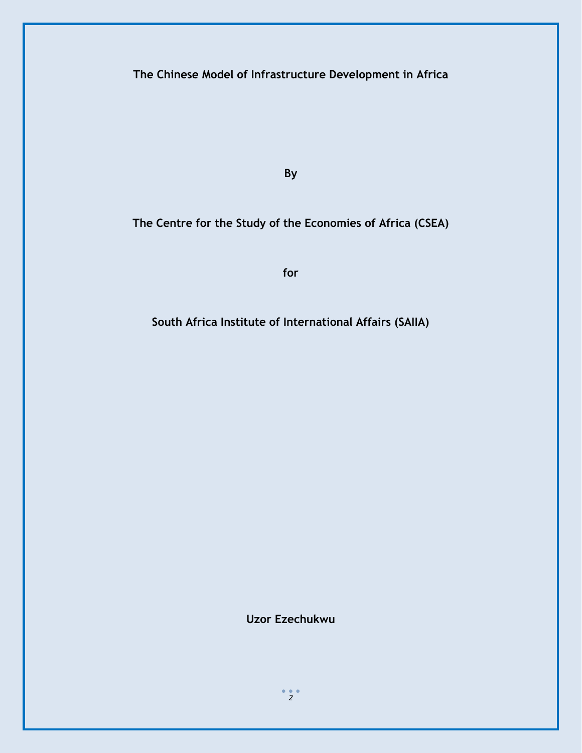# The Chinese Model of Infrastructure Development in Africa

**By**

**The Centre for the Study of the Economies of Africa (CSEA)**

**for**

**South Africa Institute of International Affairs (SAIIA)**

**Uzor Ezechukwu**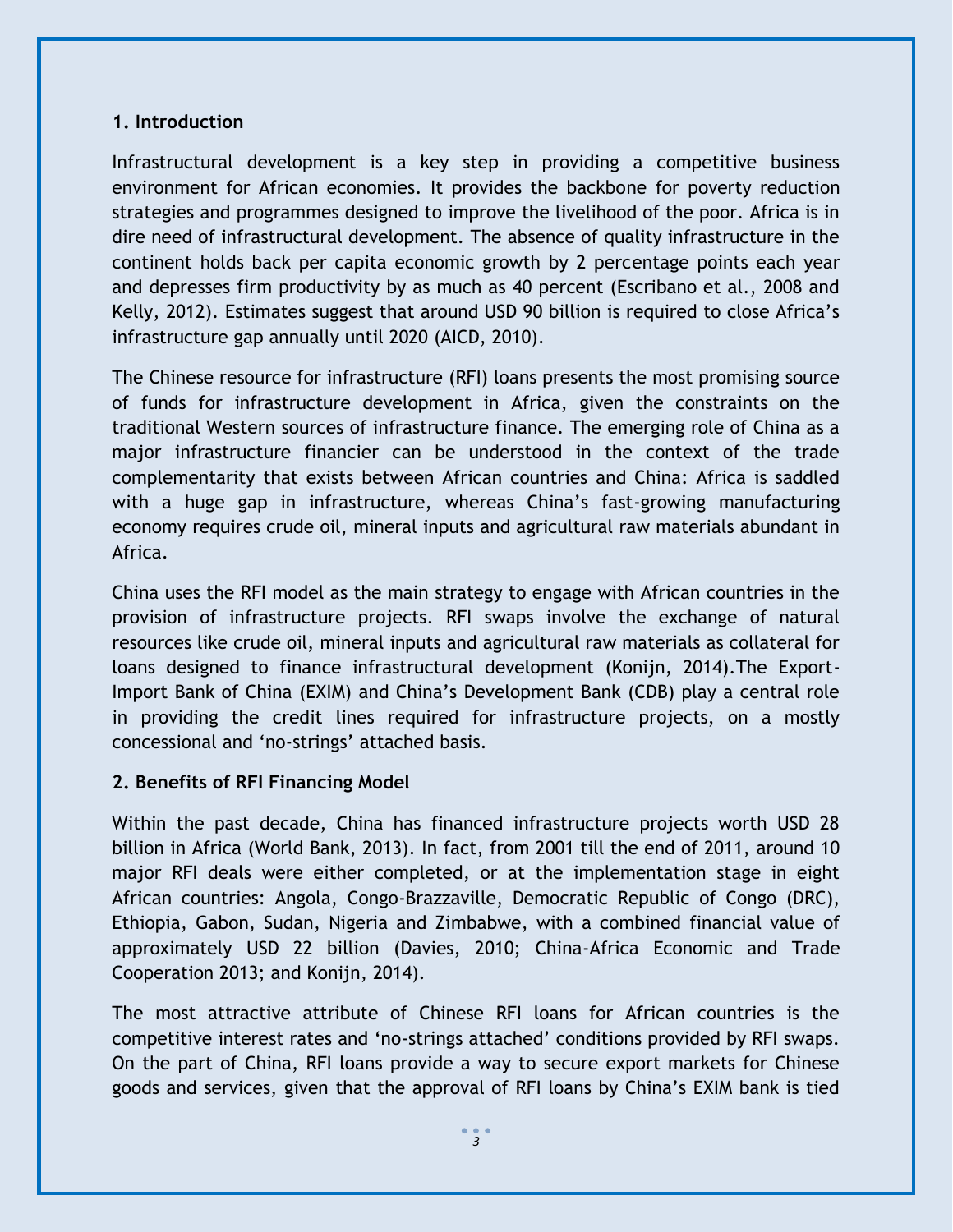## 1. Introduction

Infrastructural development is a key step in providing a competitive business environment for African economies. It provides the backbone for poverty reduction strategies and programmes designed to improve the livelihood of the poor. Africa is in dire need of infrastructural development. The absence of quality infrastructure in the continent holds back per capita economic growth by 2 percentage points each year and depresses firm productivity by as much as 40 percent (Escribano et al., 2008 and Kelly, 2012). Estimates suggest that around USD 90 billion is required to close Africa's infrastructure gap annually until 2020 (AICD, 2010).

The Chinese resource for infrastructure (RFI) loans presents the most promising source of funds for infrastructure development in Africa, given the constraints on the traditional Western sources of infrastructure finance. The emerging role of China as a major infrastructure financier can be understood in the context of the trade complementarity that exists between African countries and China: Africa is saddled with a huge gap in infrastructure, whereas China's fast-growing manufacturing economy requires crude oil, mineral inputs and agricultural raw materials abundant in Africa.

China uses the RFI model as the main strategy to engage with African countries in the provision of infrastructure projects. RFI swaps involve the exchange of natural resources like crude oil, mineral inputs and agricultural raw materials as collateral for loans designed to finance infrastructural development (Konijn, 2014).The Export-Import Bank of China (EXIM) and China's Development Bank (CDB) play a central role in providing the credit lines required for infrastructure projects, on a mostly concessional and 'no-strings' attached basis.

## 2. Benefits of RFI Financing Model

Within the past decade, China has financed infrastructure projects worth USD 28 billion in Africa (World Bank, 2013). In fact, from 2001 till the end of 2011, around 10 major RFI deals were either completed, or at the implementation stage in eight African countries: Angola, Congo-Brazzaville, Democratic Republic of Congo (DRC), Ethiopia, Gabon, Sudan, Nigeria and Zimbabwe, with a combined financial value of approximately USD 22 billion (Davies, 2010; China-Africa Economic and Trade Cooperation 2013; and Konijn, 2014).

The most attractive attribute of Chinese RFI loans for African countries is the competitive interest rates and 'no-strings attached' conditions provided by RFI swaps. On the part of China, RFI loans provide a way to secure export markets for Chinese goods and services, given that the approval of RFI loans by China's EXIM bank is tied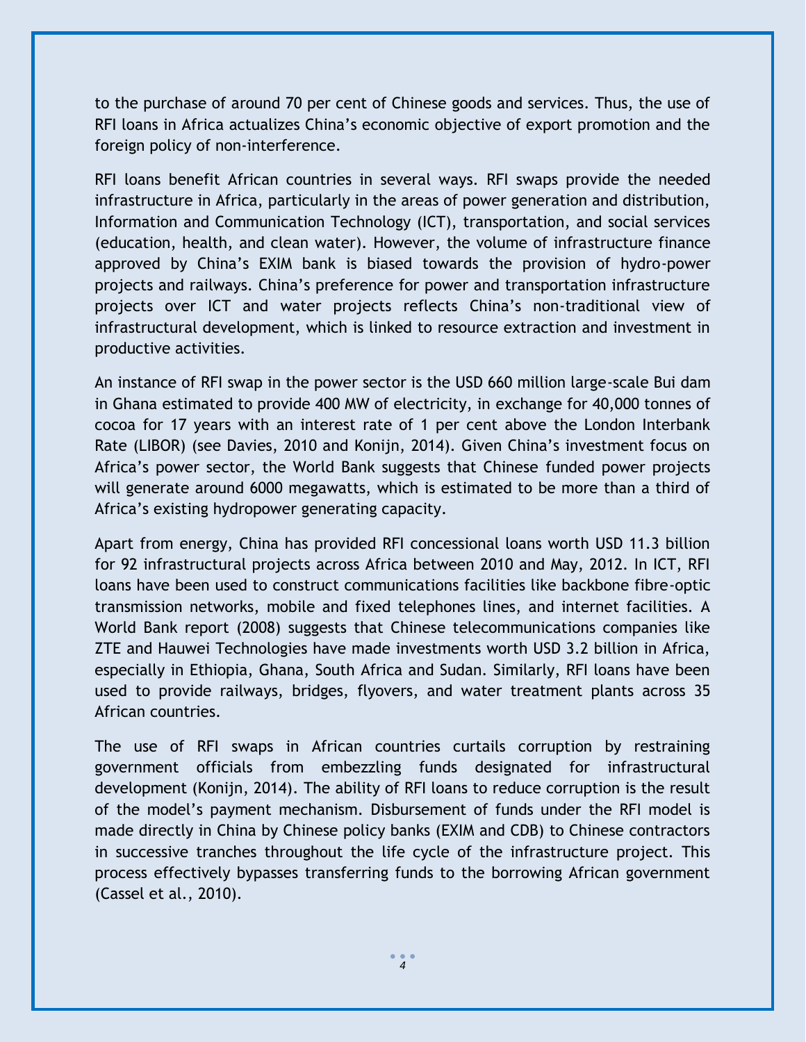to the purchase of around 70 per cent of Chinese goods and services. Thus, the use of RFI loans in Africa actualizes China's economic objective of export promotion and the foreign policy of non-interference.

RFI loans benefit African countries in several ways. RFI swaps provide the needed infrastructure in Africa, particularly in the areas of power generation and distribution, Information and Communication Technology (ICT), transportation, and social services (education, health, and clean water). However, the volume of infrastructure finance approved by China's EXIM bank is biased towards the provision of hydro-power projects and railways. China's preference for power and transportation infrastructure projects over ICT and water projects reflects China's non-traditional view of infrastructural development, which is linked to resource extraction and investment in productive activities.

An instance of RFI swap in the power sector is the USD 660 million large-scale Bui dam in Ghana estimated to provide 400 MW of electricity, in exchange for 40,000 tonnes of cocoa for 17 years with an interest rate of 1 per cent above the London Interbank Rate (LIBOR) (see Davies, 2010 and Konijn, 2014). Given China's investment focus on Africa's power sector, the World Bank suggests that Chinese funded power projects will generate around 6000 megawatts, which is estimated to be more than a third of Africa's existing hydropower generating capacity.

Apart from energy, China has provided RFI concessional loans worth USD 11.3 billion for 92 infrastructural projects across Africa between 2010 and May, 2012. In ICT, RFI loans have been used to construct communications facilities like backbone fibre-optic transmission networks, mobile and fixed telephones lines, and internet facilities. A World Bank report (2008) suggests that Chinese telecommunications companies like ZTE and Hauwei Technologies have made investments worth USD 3.2 billion in Africa, especially in Ethiopia, Ghana, South Africa and Sudan. Similarly, RFI loans have been used to provide railways, bridges, flyovers, and water treatment plants across 35 African countries.

The use of RFI swaps in African countries curtails corruption by restraining government officials from embezzling funds designated for infrastructural development (Konijn, 2014). The ability of RFI loans to reduce corruption is the result of the model's payment mechanism. Disbursement of funds under the RFI model is made directly in China by Chinese policy banks (EXIM and CDB) to Chinese contractors in successive tranches throughout the life cycle of the infrastructure project. This process effectively bypasses transferring funds to the borrowing African government (Cassel et al., 2010).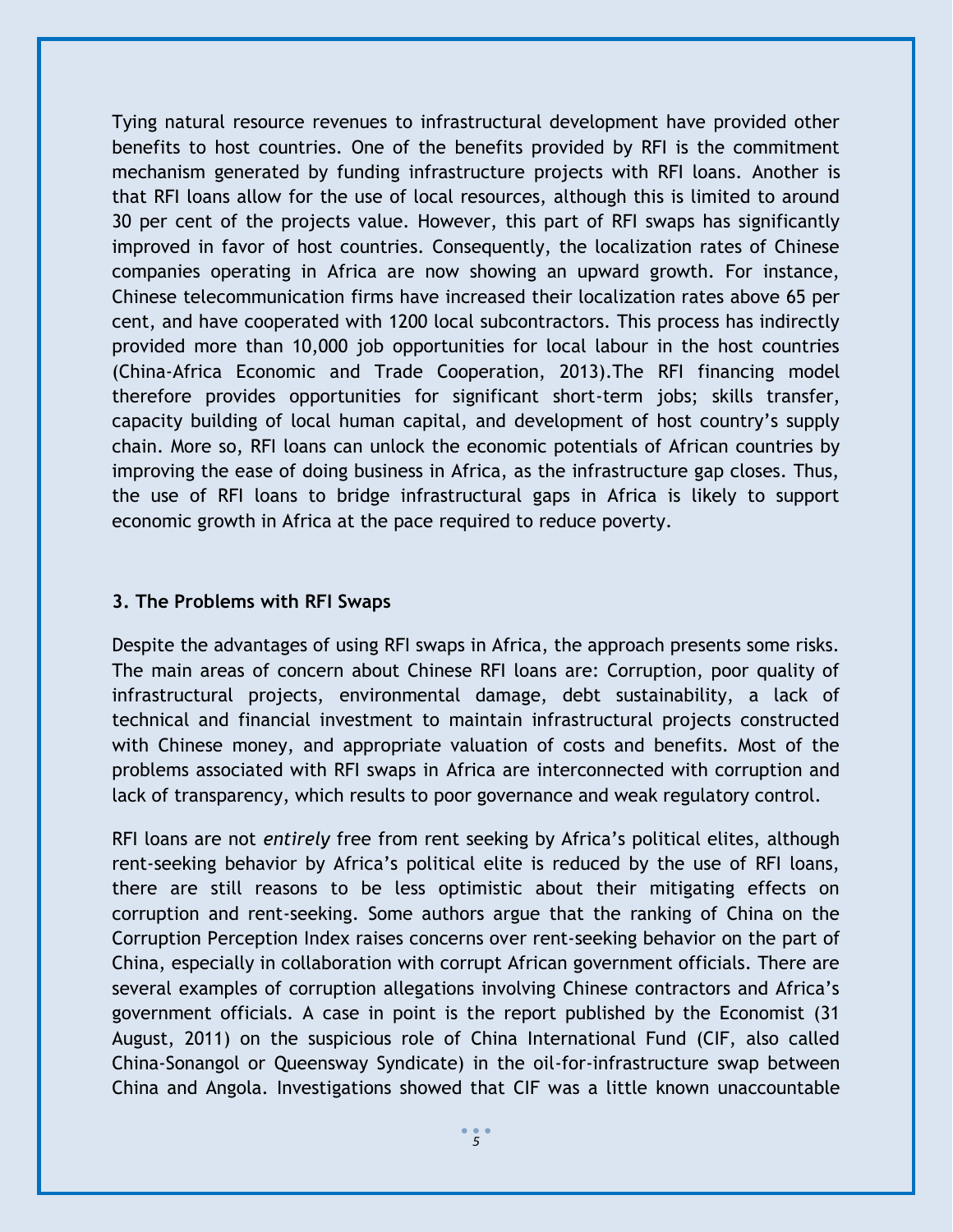Tying natural resource revenues to infrastructural development have provided other benefits to host countries. One of the benefits provided by RFI is the commitment mechanism generated by funding infrastructure projects with RFI loans. Another is that RFI loans allow for the use of local resources, although this is limited to around 30 per cent of the projects value. However, this part of RFI swaps has significantly improved in favor of host countries. Consequently, the localization rates of Chinese companies operating in Africa are now showing an upward growth. For instance, Chinese telecommunication firms have increased their localization rates above 65 per cent, and have cooperated with 1200 local subcontractors. This process has indirectly provided more than 10,000 job opportunities for local labour in the host countries (China-Africa Economic and Trade Cooperation, 2013).The RFI financing model therefore provides opportunities for significant short-term jobs; skills transfer, capacity building of local human capital, and development of host country's supply chain. More so, RFI loans can unlock the economic potentials of African countries by improving the ease of doing business in Africa, as the infrastructure gap closes. Thus, the use of RFI loans to bridge infrastructural gaps in Africa is likely to support economic growth in Africa at the pace required to reduce poverty.

### 3. The Problems with RFI Swaps

Despite the advantages of using RFI swaps in Africa, the approach presents some risks. The main areas of concern about Chinese RFI loans are: Corruption, poor quality of infrastructural projects, environmental damage, debt sustainability, a lack of technical and financial investment to maintain infrastructural projects constructed with Chinese money, and appropriate valuation of costs and benefits. Most of the problems associated with RFI swaps in Africa are interconnected with corruption and lack of transparency, which results to poor governance and weak regulatory control.

RFI loans are not *entirely* free from rent seeking by Africa's political elites, although rent-seeking behavior by Africa's political elite is reduced by the use of RFI loans, there are still reasons to be less optimistic about their mitigating effects on corruption and rent-seeking. Some authors argue that the ranking of China on the Corruption Perception Index raises concerns over rent-seeking behavior on the part of China, especially in collaboration with corrupt African government officials. There are several examples of corruption allegations involving Chinese contractors and Africa's government officials. A case in point is the report published by the Economist (31 August, 2011) on the suspicious role of China International Fund (CIF, also called China-Sonangol or Queensway Syndicate) in the oil-for-infrastructure swap between China and Angola. Investigations showed that CIF was a little known unaccountable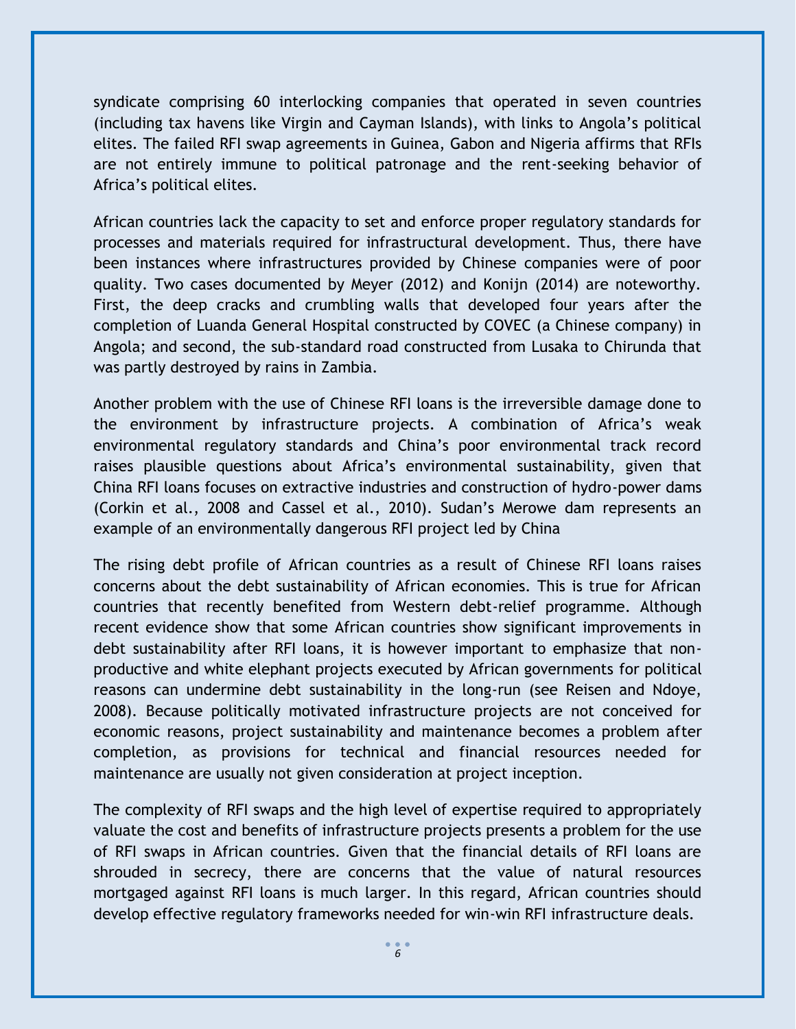syndicate comprising 60 interlocking companies that operated in seven countries (including tax havens like Virgin and Cayman Islands), with links to Angola's political elites. The failed RFI swap agreements in Guinea, Gabon and Nigeria affirms that RFIs are not entirely immune to political patronage and the rent-seeking behavior of Africa's political elites.

African countries lack the capacity to set and enforce proper regulatory standards for processes and materials required for infrastructural development. Thus, there have been instances where infrastructures provided by Chinese companies were of poor quality. Two cases documented by Meyer (2012) and Konijn (2014) are noteworthy. First, the deep cracks and crumbling walls that developed four years after the completion of Luanda General Hospital constructed by COVEC (a Chinese company) in Angola; and second, the sub-standard road constructed from Lusaka to Chirunda that was partly destroyed by rains in Zambia.

Another problem with the use of Chinese RFI loans is the irreversible damage done to the environment by infrastructure projects. A combination of Africa's weak environmental regulatory standards and China's poor environmental track record raises plausible questions about Africa's environmental sustainability, given that China RFI loans focuses on extractive industries and construction of hydro-power dams (Corkin et al., 2008 and Cassel et al., 2010). Sudan's Merowe dam represents an example of an environmentally dangerous RFI project led by China

The rising debt profile of African countries as a result of Chinese RFI loans raises concerns about the debt sustainability of African economies. This is true for African countries that recently benefited from Western debt-relief programme. Although recent evidence show that some African countries show significant improvements in debt sustainability after RFI loans, it is however important to emphasize that non-productive and white elephant projects executed by African governments for political reasons can undermine debt sustainability in the long-run (see Reisen and Ndoye, 2008). Because politically motivated infrastructure projects are not conceived for economic reasons, project sustainability and maintenance becomes a problem after completion, as provisions for technical and financial resources needed for maintenance are usually not given consideration at project inception.

The complexity of RFI swaps and the high level of expertise required to appropriately valuate the cost and benefits of infrastructure projects presents a problem for the use of RFI swaps in African countries. Given that the financial details of RFI loans are shrouded in secrecy, there are concerns that the value of natural resources mortgaged against RFI loans is much larger. In this regard, African countries should develop effective regulatory frameworks needed for win-win RFI infrastructure deals.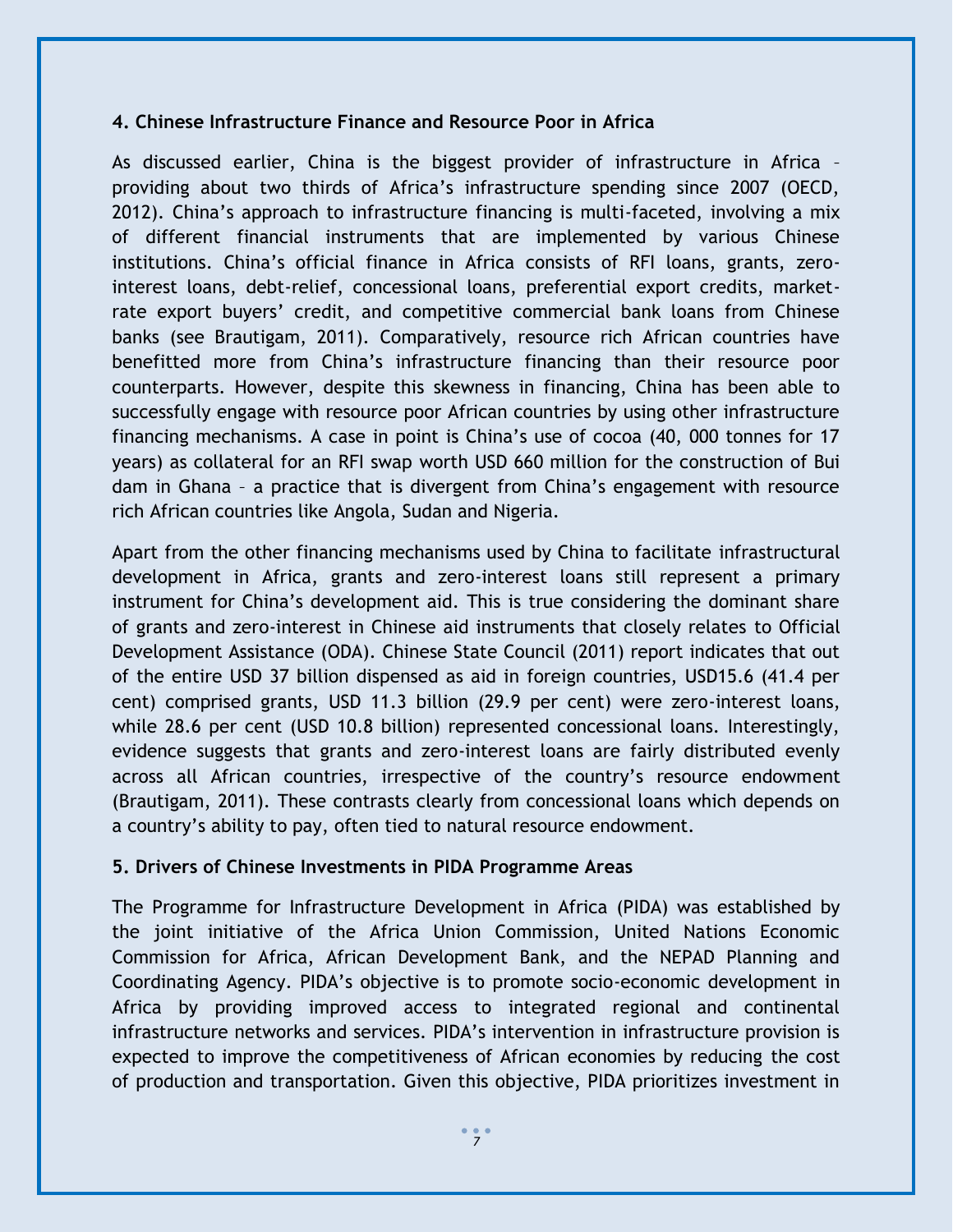## 4. Chinese Infrastructure Finance and Resource Poor in Africa

As discussed earlier, China is the biggest provider of infrastructure in Africa – providing about two thirds of Africa's infrastructure spending since 2007 (OECD, 2012). China's approach to infrastructure financing is multi-faceted, involving a mix of different financial instruments that are implemented by various Chinese institutions. China's official finance in Africa consists of RFI loans, grants, zero-interest loans, debt-relief, concessional loans, preferential export credits, market-rate export buyers' credit, and competitive commercial bank loans from Chinese banks (see Brautigam, 2011). Comparatively, resource rich African countries have benefitted more from China's infrastructure financing than their resource poor counterparts. However, despite this skewness in financing, China has been able to successfully engage with resource poor African countries by using other infrastructure financing mechanisms. A case in point is China's use of cocoa (40, 000 tonnes for 17 years) as collateral for an RFI swap worth USD 660 million for the construction of Bui dam in Ghana – a practice that is divergent from China's engagement with resource rich African countries like Angola, Sudan and Nigeria.

Apart from the other financing mechanisms used by China to facilitate infrastructural development in Africa, grants and zero-interest loans still represent a primary instrument for China's development aid. This is true considering the dominant share of grants and zero-interest in Chinese aid instruments that closely relates to Official Development Assistance (ODA). Chinese State Council (2011) report indicates that out of the entire USD 37 billion dispensed as aid in foreign countries, USD15.6 (41.4 per cent) comprised grants, USD 11.3 billion (29.9 per cent) were zero-interest loans, while 28.6 per cent (USD 10.8 billion) represented concessional loans. Interestingly, evidence suggests that grants and zero-interest loans are fairly distributed evenly across all African countries, irrespective of the country's resource endowment (Brautigam, 2011). These contrasts clearly from concessional loans which depends on a country's ability to pay, often tied to natural resource endowment.

## 5. Drivers of Chinese Investments in PIDA Programme Areas

The Programme for Infrastructure Development in Africa (PIDA) was established by the joint initiative of the Africa Union Commission, United Nations Economic Commission for Africa, African Development Bank, and the NEPAD Planning and Coordinating Agency. PIDA's objective is to promote socio-economic development in Africa by providing improved access to integrated regional and continental infrastructure networks and services. PIDA's intervention in infrastructure provision is expected to improve the competitiveness of African economies by reducing the cost of production and transportation. Given this objective, PIDA prioritizes investment in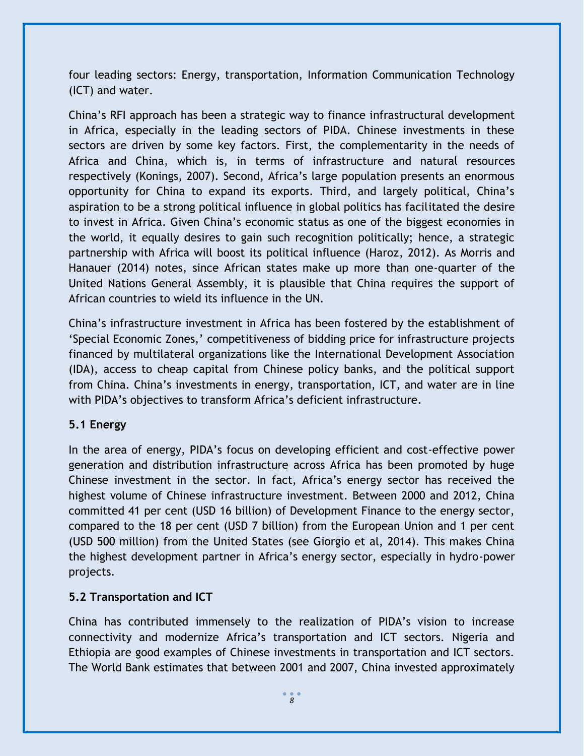four leading sectors: Energy, transportation, Information Communication Technology (ICT) and water.

China's RFI approach has been a strategic way to finance infrastructural development in Africa, especially in the leading sectors of PIDA. Chinese investments in these sectors are driven by some key factors. First, the complementarity in the needs of Africa and China, which is, in terms of infrastructure and natural resources respectively (Konings, 2007). Second, Africa's large population presents an enormous opportunity for China to expand its exports. Third, and largely political, China's aspiration to be a strong political influence in global politics has facilitated the desire to invest in Africa. Given China's economic status as one of the biggest economies in the world, it equally desires to gain such recognition politically; hence, a strategic partnership with Africa will boost its political influence (Haroz, 2012). As Morris and Hanauer (2014) notes, since African states make up more than one-quarter of the United Nations General Assembly, it is plausible that China requires the support of African countries to wield its influence in the UN.

China's infrastructure investment in Africa has been fostered by the establishment of 'Special Economic Zones,' competitiveness of bidding price for infrastructure projects financed by multilateral organizations like the International Development Association (IDA), access to cheap capital from Chinese policy banks, and the political support from China. China's investments in energy, transportation, ICT, and water are in line with PIDA's objectives to transform Africa's deficient infrastructure.

### 5.1 Energy

In the area of energy, PIDA's focus on developing efficient and cost-effective power generation and distribution infrastructure across Africa has been promoted by huge Chinese investment in the sector. In fact, Africa's energy sector has received the highest volume of Chinese infrastructure investment. Between 2000 and 2012, China committed 41 per cent (USD 16 billion) of Development Finance to the energy sector, compared to the 18 per cent (USD 7 billion) from the European Union and 1 per cent (USD 500 million) from the United States (see Giorgio et al, 2014). This makes China the highest development partner in Africa's energy sector, especially in hydro-power projects.

### 5.2 Transportation and ICT

China has contributed immensely to the realization of PIDA's vision to increase connectivity and modernize Africa's transportation and ICT sectors. Nigeria and Ethiopia are good examples of Chinese investments in transportation and ICT sectors. The World Bank estimates that between 2001 and 2007, China invested approximately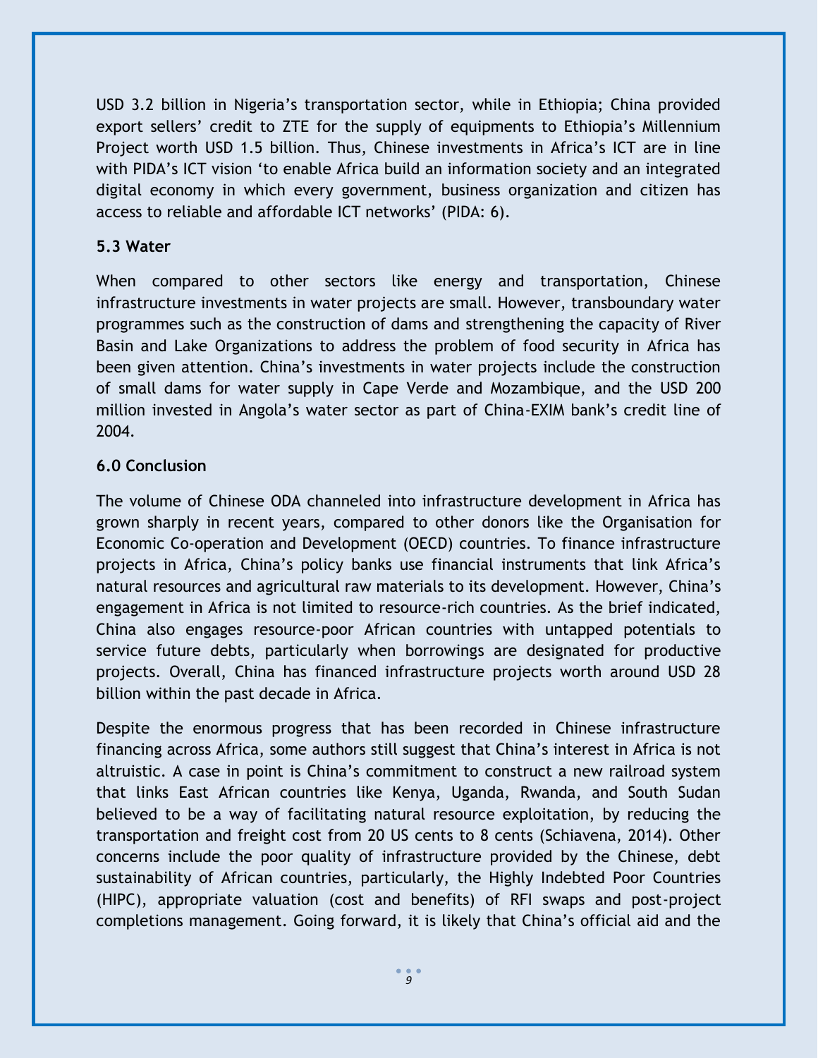USD 3.2 billion in Nigeria's transportation sector, while in Ethiopia; China provided export sellers' credit to ZTE for the supply of equipments to Ethiopia's Millennium Project worth USD 1.5 billion. Thus, Chinese investments in Africa's ICT are in line with PIDA's ICT vision 'to enable Africa build an information society and an integrated digital economy in which every government, business organization and citizen has access to reliable and affordable ICT networks' (PIDA: 6).

### 5.3 Water

When compared to other sectors like energy and transportation, Chinese infrastructure investments in water projects are small. However, transboundary water programmes such as the construction of dams and strengthening the capacity of River Basin and Lake Organizations to address the problem of food security in Africa has been given attention. China's investments in water projects include the construction of small dams for water supply in Cape Verde and Mozambique, and the USD 200 million invested in Angola's water sector as part of China-EXIM bank's credit line of 2004.

## 6.0 Conclusion

The volume of Chinese ODA channeled into infrastructure development in Africa has grown sharply in recent years, compared to other donors like the Organisation for Economic Co-operation and Development (OECD) countries. To finance infrastructure projects in Africa, China's policy banks use financial instruments that link Africa's natural resources and agricultural raw materials to its development. However, China's engagement in Africa is not limited to resource-rich countries. As the brief indicated, China also engages resource-poor African countries with untapped potentials to service future debts, particularly when borrowings are designated for productive projects. Overall, China has financed infrastructure projects worth around USD 28 billion within the past decade in Africa.

Despite the enormous progress that has been recorded in Chinese infrastructure financing across Africa, some authors still suggest that China's interest in Africa is not altruistic. A case in point is China's commitment to construct a new railroad system that links East African countries like Kenya, Uganda, Rwanda, and South Sudan believed to be a way of facilitating natural resource exploitation, by reducing the transportation and freight cost from 20 US cents to 8 cents (Schiavena, 2014). Other concerns include the poor quality of infrastructure provided by the Chinese, debt sustainability of African countries, particularly, the Highly Indebted Poor Countries (HIPC), appropriate valuation (cost and benefits) of RFI swaps and post-project completions management. Going forward, it is likely that China's official aid and the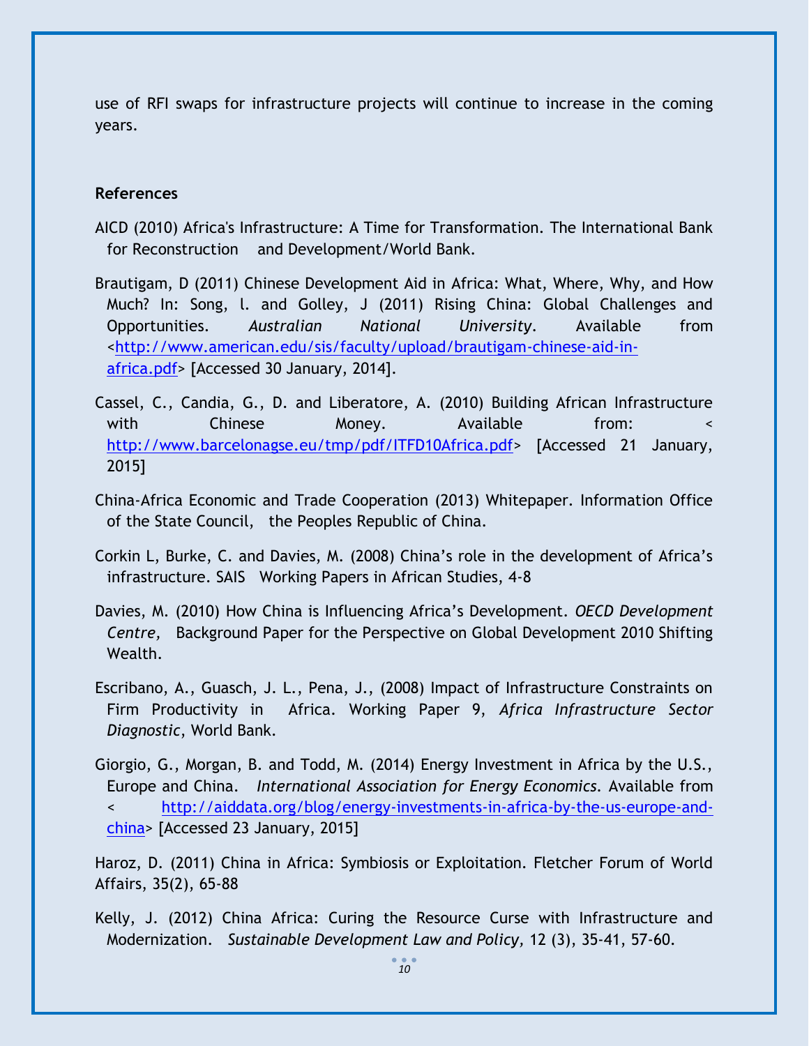use of RFI swaps for infrastructure projects will continue to increase in the coming years.

**References**

AICD (2010) Africa's Infrastructure: A Time for Transformation. The International Bank for Reconstruction and Development/World Bank.

Brautigam, D (2011) Chinese Development Aid in Africa: What, Where, Why, and How Much? In: Song, l. and Golley, J (2011) Rising China: Global Challenges and Opportunities. *Australian National University*. Available from <http://www.american.edu/sis/faculty/upload/brautigam-chinese-aid-in-africa.pdf> [Accessed 30 January, 2014].

Cassel, C., Candia, G., D. and Liberatore, A. (2010) Building African Infrastructure with Chinese Money. Available from: < http://www.barcelonagse.eu/tmp/pdf/ITFD10Africa.pdf> [Accessed 21 January, 2015]

China-Africa Economic and Trade Cooperation (2013) Whitepaper. Information Office of the State Council, the Peoples Republic of China.

Corkin L, Burke, C. and Davies, M. (2008) China's role in the development of Africa's infrastructure. SAIS Working Papers in African Studies, 4-8

Davies, M. (2010) How China is Influencing Africa's Development. *OECD Development Centre,* Background Paper for the Perspective on Global Development 2010 Shifting Wealth.

Escribano, A., Guasch, J. L., Pena, J., (2008) Impact of Infrastructure Constraints on Firm Productivity in Africa. Working Paper 9, *Africa Infrastructure Sector Diagnostic*, World Bank.

Giorgio, G., Morgan, B. and Todd, M. (2014) Energy Investment in Africa by the U.S., Europe and China. *International Association for Energy Economics*. Available from < http://aiddata.org/blog/energy-investments-in-africa-by-the-us-europe-and-china> [Accessed 23 January, 2015]

Haroz, D. (2011) China in Africa: Symbiosis or Exploitation. Fletcher Forum of World Affairs, 35(2), 65-88

Kelly, J. (2012) China Africa: Curing the Resource Curse with Infrastructure and Modernization. *Sustainable Development Law and Policy,* 12 (3), 35-41, 57-60.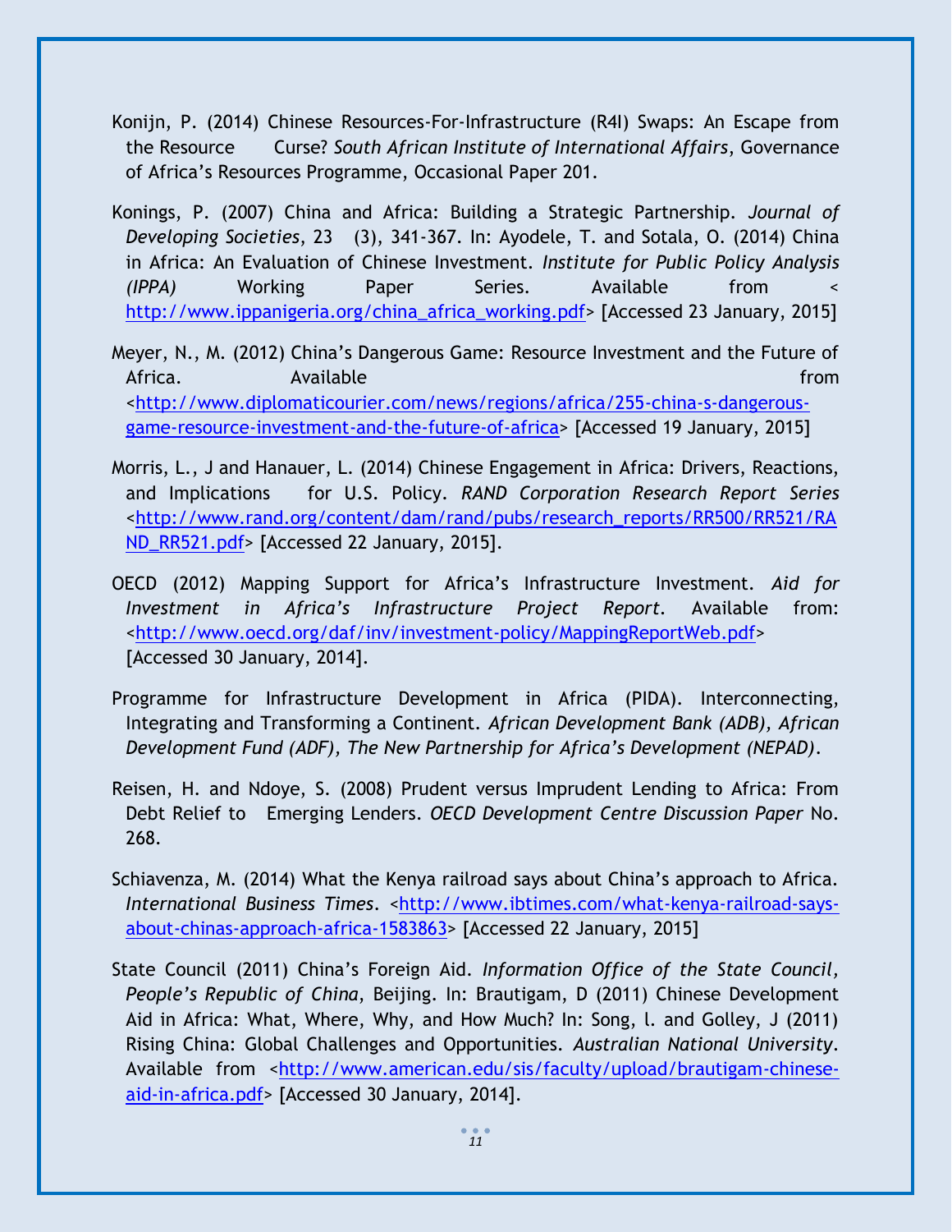Konijn, P. (2014) Chinese Resources-For-Infrastructure (R4I) Swaps: An Escape from the Resource Curse? *South African Institute of International Affairs*, Governance of Africa's Resources Programme, Occasional Paper 201.

Konings, P. (2007) China and Africa: Building a Strategic Partnership. *Journal of Developing Societies*, 23 (3), 341-367. In: Ayodele, T. and Sotala, O. (2014) China in Africa: An Evaluation of Chinese Investment. *Institute for Public Policy Analysis (IPPA)* Working Paper Series. Available from < http://www.ippanigeria.org/china_africa_working.pdf> [Accessed 23 January, 2015]

Meyer, N., M. (2012) China's Dangerous Game: Resource Investment and the Future of Africa. Available from <http://www.diplomaticourier.com/news/regions/africa/255-china-s-dangerous-game-resource-investment-and-the-future-of-africa> [Accessed 19 January, 2015]

Morris, L., J and Hanauer, L. (2014) Chinese Engagement in Africa: Drivers, Reactions, and Implications for U.S. Policy. *RAND Corporation Research Report Series* <http://www.rand.org/content/dam/rand/pubs/research_reports/RR500/RR521/RAND_RR521.pdf> [Accessed 22 January, 2015].

OECD (2012) Mapping Support for Africa's Infrastructure Investment. *Aid for Investment in Africa's Infrastructure Project Report*. Available from: <http://www.oecd.org/daf/inv/investment-policy/MappingReportWeb.pdf> [Accessed 30 January, 2014].

Programme for Infrastructure Development in Africa (PIDA). Interconnecting, Integrating and Transforming a Continent. *African Development Bank (ADB), African Development Fund (ADF), The New Partnership for Africa's Development (NEPAD)*.

Reisen, H. and Ndoye, S. (2008) Prudent versus Imprudent Lending to Africa: From Debt Relief to Emerging Lenders. *OECD Development Centre Discussion Paper* No. 268.

Schiavenza, M. (2014) What the Kenya railroad says about China's approach to Africa. *International Business Times*. <http://www.ibtimes.com/what-kenya-railroad-says-about-chinas-approach-africa-1583863> [Accessed 22 January, 2015]

State Council (2011) China's Foreign Aid. *Information Office of the State Council, People's Republic of China*, Beijing. In: Brautigam, D (2011) Chinese Development Aid in Africa: What, Where, Why, and How Much? In: Song, l. and Golley, J (2011) Rising China: Global Challenges and Opportunities. *Australian National University*. Available from <http://www.american.edu/sis/faculty/upload/brautigam-chinese-aid-in-africa.pdf> [Accessed 30 January, 2014].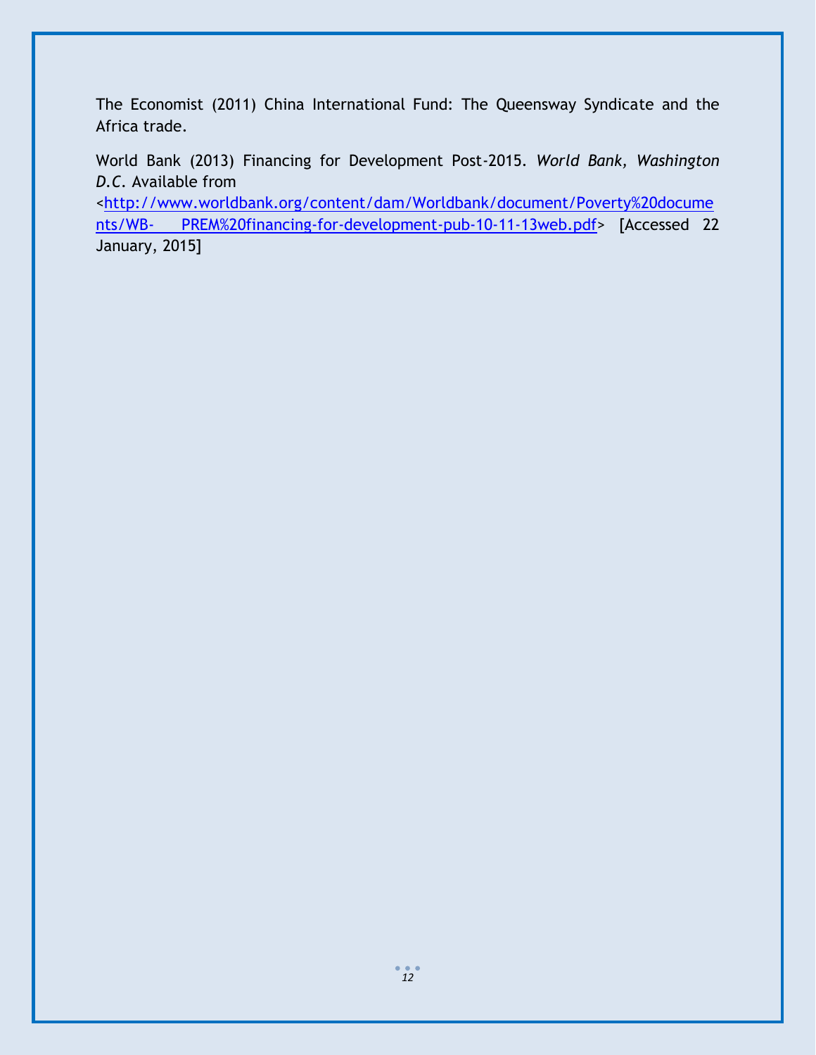The Economist (2011) China International Fund: The Queensway Syndicate and the Africa trade.

World Bank (2013) Financing for Development Post-2015. *World Bank, Washington D.C.* Available from <http://www.worldbank.org/content/dam/Worldbank/document/Poverty%20documents/WB- PREM%20financing-for-development-pub-10-11-13web.pdf> [Accessed 22 January, 2015]